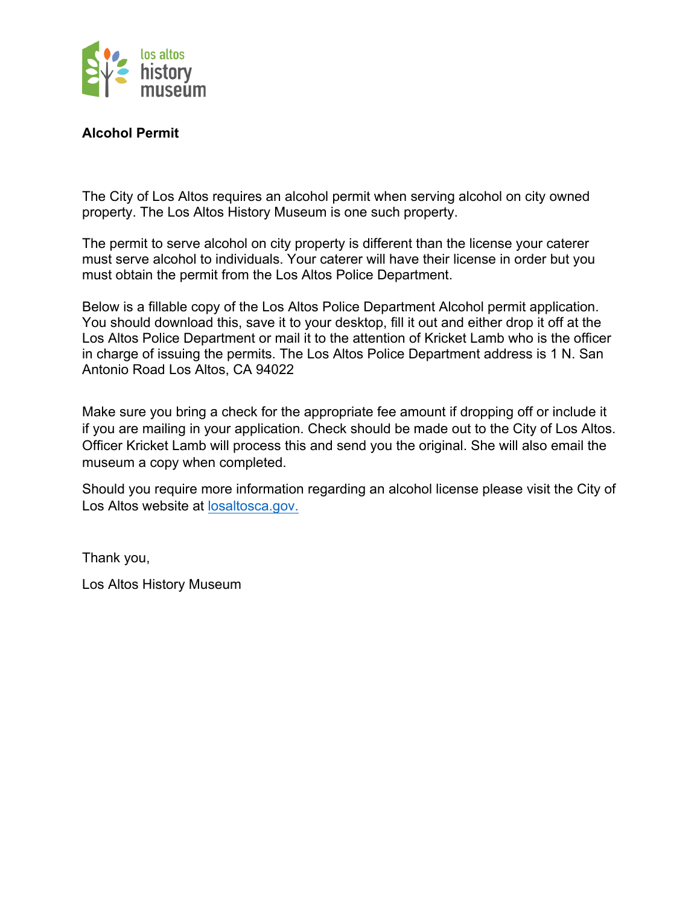los altos history museum

**Alcohol Permit**

The City of Los Altos requires an alcohol permit when serving alcohol on city owned property. The Los Altos History Museum is one such property.

The permit to serve alcohol on city property is different than the license your caterer must serve alcohol to individuals. Your caterer will have their license in order but you must obtain the permit from the Los Altos Police Department.

Below is a fillable copy of the Los Altos Police Department Alcohol permit application. You should download this, save it to your desktop, fill it out and either drop it off at the Los Altos Police Department or mail it to the attention of Kricket Lamb who is the officer in charge of issuing the permits. The Los Altos Police Department address is 1 N. San Antonio Road Los Altos, CA 94022

Make sure you bring a check for the appropriate fee amount if dropping off or include it if you are mailing in your application. Check should be made out to the City of Los Altos. Officer Kricket Lamb will process this and send you the original. She will also email the museum a copy when completed.

Should you require more information regarding an alcohol license please visit the City of Los Altos website at [losaltosca.gov.](losaltosca.gov)

Thank you,

Los Altos History Museum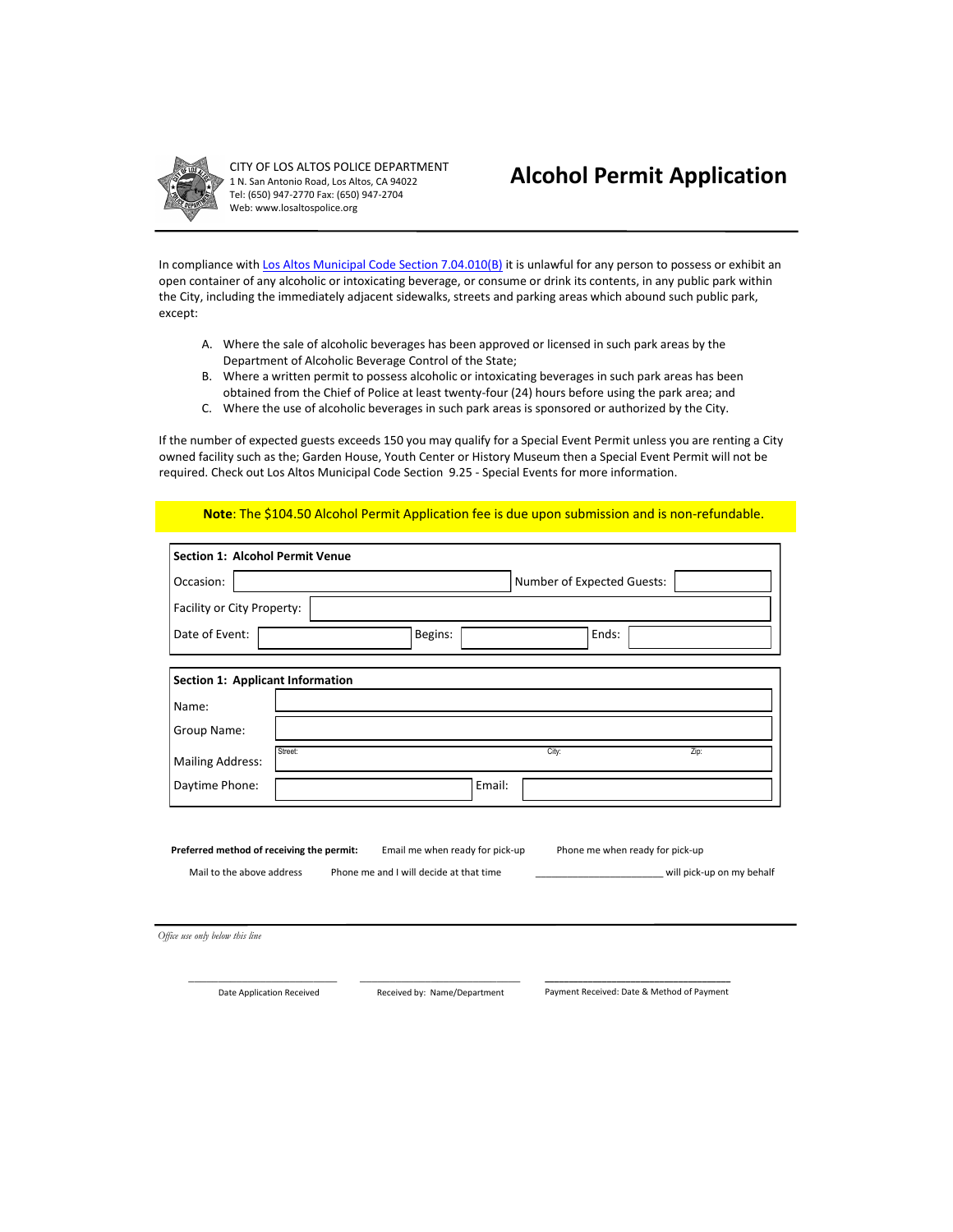CITY OF LOS ALTOS POLICE DEPARTMENT
1 N. San Antonio Road, Los Altos, CA 94022
Tel: (650) 947-2770 Fax: (650) 947-2704
Web: www.losaltospolice.org

# Alcohol Permit Application

In compliance with Los Altos Municipal Code Section 7.04.010(B) it is unlawful for any person to possess or exhibit an open container of any alcoholic or intoxicating beverage, or consume or drink its contents, in any public park within the City, including the immediately adjacent sidewalks, streets and parking areas which abound such public park, except:

A. Where the sale of alcoholic beverages has been approved or licensed in such park areas by the Department of Alcoholic Beverage Control of the State;
B. Where a written permit to possess alcoholic or intoxicating beverages in such park areas has been obtained from the Chief of Police at least twenty-four (24) hours before using the park area; and
C. Where the use of alcoholic beverages in such park areas is sponsored or authorized by the City.

If the number of expected guests exceeds 150 you may qualify for a Special Event Permit unless you are renting a City owned facility such as the; Garden House, Youth Center or History Museum then a Special Event Permit will not be required. Check out Los Altos Municipal Code Section 9.25 - Special Events for more information.

**Note**: The $104.50 Alcohol Permit Application fee is due upon submission and is non-refundable.

**Section 1: Alcohol Permit Venue**

| | | | | | |
|---|---|---|---|---|---|
| Occasion: | | | Number of Expected Guests: | | |
| Facility or City Property: | | | | | |
| Date of Event: | | Begins: | | Ends: | |

**Section 1: Applicant Information**

| | | | | | |
|---|---|---|---|---|---|
| Name: | | | | | |
| Group Name: | | | | | |
| Mailing Address: | Street: | | City: | | Zip: |
| Daytime Phone: | | | Email: | | |

**Preferred method of receiving the permit:** Email me when ready for pick-up Phone me when ready for pick-up

Mail to the above address Phone me and I will decide at that time ______________________ will pick-up on my behalf

*Office use only below this line*

| | | |
|---|---|---|
| Date Application Received | Received by: Name/Department | Payment Received: Date & Method of Payment |